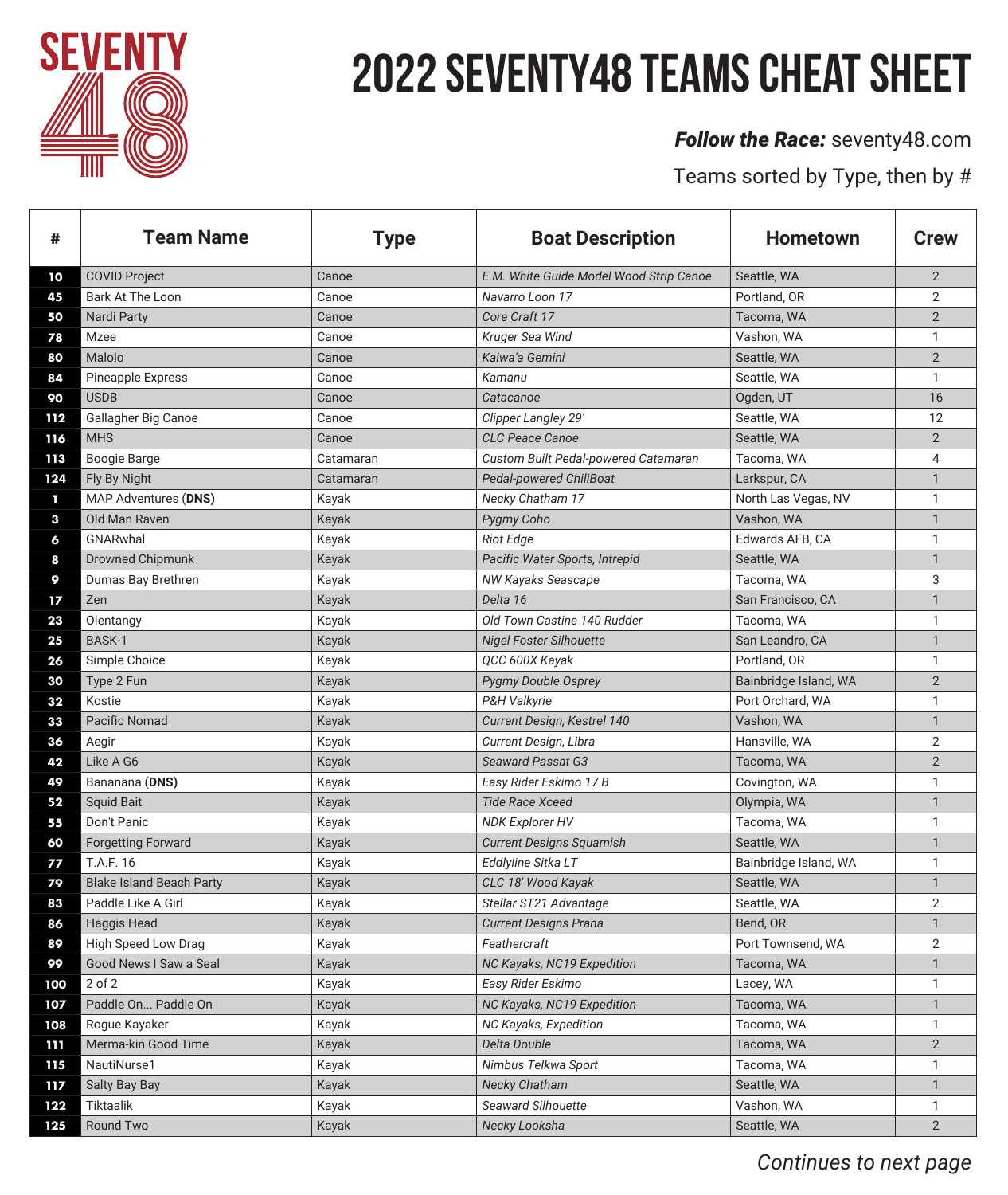SEVENTY48

# 2022 SEVENTY48 TEAMS CHEAT SHEET

***Follow the Race:*** seventy48.com

Teams sorted by Type, then by #

| # | Team Name | Type | Boat Description | Hometown | Crew |
|---|---|---|---|---|---|
| **10** | COVID Project | Canoe | *E.M. White Guide Model Wood Strip Canoe* | Seattle, WA | 2 |
| **45** | Bark At The Loon | Canoe | *Navarro Loon 17* | Portland, OR | 2 |
| **50** | Nardi Party | Canoe | *Core Craft 17* | Tacoma, WA | 2 |
| **78** | Mzee | Canoe | *Kruger Sea Wind* | Vashon, WA | 1 |
| **80** | Malolo | Canoe | *Kaiwa'a Gemini* | Seattle, WA | 2 |
| **84** | Pineapple Express | Canoe | *Kamanu* | Seattle, WA | 1 |
| **90** | USDB | Canoe | *Catacanoe* | Ogden, UT | 16 |
| **112** | Gallagher Big Canoe | Canoe | *Clipper Langley 29'* | Seattle, WA | 12 |
| **116** | MHS | Canoe | *CLC Peace Canoe* | Seattle, WA | 2 |
| **113** | Boogie Barge | Catamaran | *Custom Built Pedal-powered Catamaran* | Tacoma, WA | 4 |
| **124** | Fly By Night | Catamaran | *Pedal-powered ChiliBoat* | Larkspur, CA | 1 |
| **1** | MAP Adventures (**DNS**) | Kayak | *Necky Chatham 17* | North Las Vegas, NV | 1 |
| **3** | Old Man Raven | Kayak | *Pygmy Coho* | Vashon, WA | 1 |
| **6** | GNARwhal | Kayak | *Riot Edge* | Edwards AFB, CA | 1 |
| **8** | Drowned Chipmunk | Kayak | *Pacific Water Sports, Intrepid* | Seattle, WA | 1 |
| **9** | Dumas Bay Brethren | Kayak | *NW Kayaks Seascape* | Tacoma, WA | 3 |
| **17** | Zen | Kayak | *Delta 16* | San Francisco, CA | 1 |
| **23** | Olentangy | Kayak | *Old Town Castine 140 Rudder* | Tacoma, WA | 1 |
| **25** | BASK-1 | Kayak | *Nigel Foster Silhouette* | San Leandro, CA | 1 |
| **26** | Simple Choice | Kayak | *QCC 600X Kayak* | Portland, OR | 1 |
| **30** | Type 2 Fun | Kayak | *Pygmy Double Osprey* | Bainbridge Island, WA | 2 |
| **32** | Kostie | Kayak | *P&H Valkyrie* | Port Orchard, WA | 1 |
| **33** | Pacific Nomad | Kayak | *Current Design, Kestrel 140* | Vashon, WA | 1 |
| **36** | Aegir | Kayak | *Current Design, Libra* | Hansville, WA | 2 |
| **42** | Like A G6 | Kayak | *Seaward Passat G3* | Tacoma, WA | 2 |
| **49** | Bananana (**DNS**) | Kayak | *Easy Rider Eskimo 17 B* | Covington, WA | 1 |
| **52** | Squid Bait | Kayak | *Tide Race Xceed* | Olympia, WA | 1 |
| **55** | Don't Panic | Kayak | *NDK Explorer HV* | Tacoma, WA | 1 |
| **60** | Forgetting Forward | Kayak | *Current Designs Squamish* | Seattle, WA | 1 |
| **77** | T.A.F. 16 | Kayak | *Eddlyline Sitka LT* | Bainbridge Island, WA | 1 |
| **79** | Blake Island Beach Party | Kayak | *CLC 18' Wood Kayak* | Seattle, WA | 1 |
| **83** | Paddle Like A Girl | Kayak | *Stellar ST21 Advantage* | Seattle, WA | 2 |
| **86** | Haggis Head | Kayak | *Current Designs Prana* | Bend, OR | 1 |
| **89** | High Speed Low Drag | Kayak | *Feathercraft* | Port Townsend, WA | 2 |
| **99** | Good News I Saw a Seal | Kayak | *NC Kayaks, NC19 Expedition* | Tacoma, WA | 1 |
| **100** | 2 of 2 | Kayak | *Easy Rider Eskimo* | Lacey, WA | 1 |
| **107** | Paddle On... Paddle On | Kayak | *NC Kayaks, NC19 Expedition* | Tacoma, WA | 1 |
| **108** | Rogue Kayaker | Kayak | *NC Kayaks, Expedition* | Tacoma, WA | 1 |
| **111** | Merma-kin Good Time | Kayak | *Delta Double* | Tacoma, WA | 2 |
| **115** | NautiNurse1 | Kayak | *Nimbus Telkwa Sport* | Tacoma, WA | 1 |
| **117** | Salty Bay Bay | Kayak | *Necky Chatham* | Seattle, WA | 1 |
| **122** | Tiktaalik | Kayak | *Seaward Silhouette* | Vashon, WA | 1 |
| **125** | Round Two | Kayak | *Necky Looksha* | Seattle, WA | 2 |

*Continues to next page*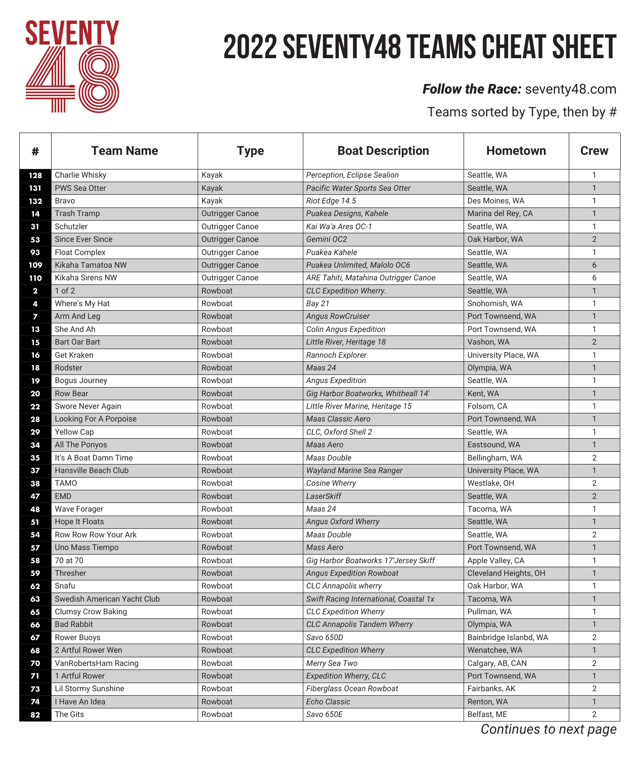# 2022 SEVENTY48 TEAMS CHEAT SHEET

***Follow the Race:*** seventy48.com

Teams sorted by Type, then by #

| # | Team Name | Type | Boat Description | Hometown | Crew |
|---|---|---|---|---|---|
| 128 | Charlie Whisky | Kayak | *Perception, Eclipse Sealion* | Seattle, WA | 1 |
| 131 | PWS Sea Otter | Kayak | *Pacific Water Sports Sea Otter* | Seattle, WA | 1 |
| 132 | Bravo | Kayak | *Riot Edge 14.5* | Des Moines, WA | 1 |
| 14 | Trash Tramp | Outrigger Canoe | *Puakea Designs, Kahele* | Marina del Rey, CA | 1 |
| 31 | Schutzler | Outrigger Canoe | *Kai Wa'a Ares OC-1* | Seattle, WA | 1 |
| 53 | Since Ever Since | Outrigger Canoe | *Gemini OC2* | Oak Harbor, WA | 2 |
| 93 | Float Complex | Outrigger Canoe | *Puakea Kahele* | Seattle, WA | 1 |
| 109 | Kikaha Tamatoa NW | Outrigger Canoe | *Puakea Unlimited, Malolo OC6* | Seattle, WA | 6 |
| 110 | Kikaha Sirens NW | Outrigger Canoe | *ARE Tahiti, Matahina Outrigger Canoe* | Seattle, WA | 6 |
| 2 | 1 of 2 | Rowboat | *CLC Expedition Wherry.* | Seattle, WA | 1 |
| 4 | Where's My Hat | Rowboat | *Bay 21* | Snohomish, WA | 1 |
| 7 | Arm And Leg | Rowboat | *Angus RowCruiser* | Port Townsend, WA | 1 |
| 13 | She And Ah | Rowboat | *Colin Angus Expedition* | Port Townsend, WA | 1 |
| 15 | Bart Oar Bart | Rowboat | *Little River, Heritage 18* | Vashon, WA | 2 |
| 16 | Get Kraken | Rowboat | *Rannoch Explorer* | University Place, WA | 1 |
| 18 | Rodster | Rowboat | *Maas 24* | Olympia, WA | 1 |
| 19 | Bogus Journey | Rowboat | *Angus Expedition* | Seattle, WA | 1 |
| 20 | Row Bear | Rowboat | *Gig Harbor Boatworks, Whitheall 14'* | Kent, WA | 1 |
| 22 | Swore Never Again | Rowboat | *Little River Marine, Heritage 15* | Folsom, CA | 1 |
| 28 | Looking For A Porpoise | Rowboat | *Maas Classic Aero* | Port Townsend, WA | 1 |
| 29 | Yellow Cap | Rowboat | *CLC, Oxford Shell 2* | Seattle, WA | 1 |
| 34 | All The Ponyos | Rowboat | *Maas Aero* | Eastsound, WA | 1 |
| 35 | It's A Boat Damn Time | Rowboat | *Maas Double* | Bellingham, WA | 2 |
| 37 | Hansville Beach Club | Rowboat | *Wayland Marine Sea Ranger* | University Place, WA | 1 |
| 38 | TAMO | Rowboat | *Cosine Wherry* | Westlake, OH | 2 |
| 47 | EMD | Rowboat | *LaserSkiff* | Seattle, WA | 2 |
| 48 | Wave Forager | Rowboat | *Maas 24* | Tacoma, WA | 1 |
| 51 | Hope It Floats | Rowboat | *Angus Oxford Wherry* | Seattle, WA | 1 |
| 54 | Row Row Row Your Ark | Rowboat | *Maas Double* | Seattle, WA | 2 |
| 57 | Uno Mass Tiempo | Rowboat | *Mass Aero* | Port Townsend, WA | 1 |
| 58 | 70 at 70 | Rowboat | *Gig Harbor Boatworks 17'Jersey Skiff* | Apple Valley, CA | 1 |
| 59 | Thresher | Rowboat | *Angus Expedition Rowboat* | Cleveland Heights, OH | 1 |
| 62 | Snafu | Rowboat | *CLC Annapolis wherry* | Oak Harbor, WA | 1 |
| 63 | Swedish American Yacht Club | Rowboat | *Swift Racing International, Coastal 1x* | Tacoma, WA | 1 |
| 65 | Clumsy Crow Baking | Rowboat | *CLC Expedition Wherry* | Pullman, WA | 1 |
| 66 | Bad Rabbit | Rowboat | *CLC Annapolis Tandem Wherry* | Olympia, WA | 1 |
| 67 | Rower Buoys | Rowboat | *Savo 650D* | Bainbridge Islandb, WA | 2 |
| 68 | 2 Artful Rower Wen | Rowboat | *CLC Expedition Wherry* | Wenatchee, WA | 1 |
| 70 | VanRobertsHam Racing | Rowboat | *Merry Sea Two* | Calgary, AB, CAN | 2 |
| 71 | 1 Artful Rower | Rowboat | *Expedition Wherry, CLC* | Port Townsend, WA | 1 |
| 73 | Lil Stormy Sunshine | Rowboat | *Fiberglass Ocean Rowboat* | Fairbanks, AK | 2 |
| 74 | I Have An Idea | Rowboat | *Echo Classic* | Renton, WA | 1 |
| 82 | The Gits | Rowboat | *Savo 650E* | Belfast, ME | 2 |

*Continues to next page*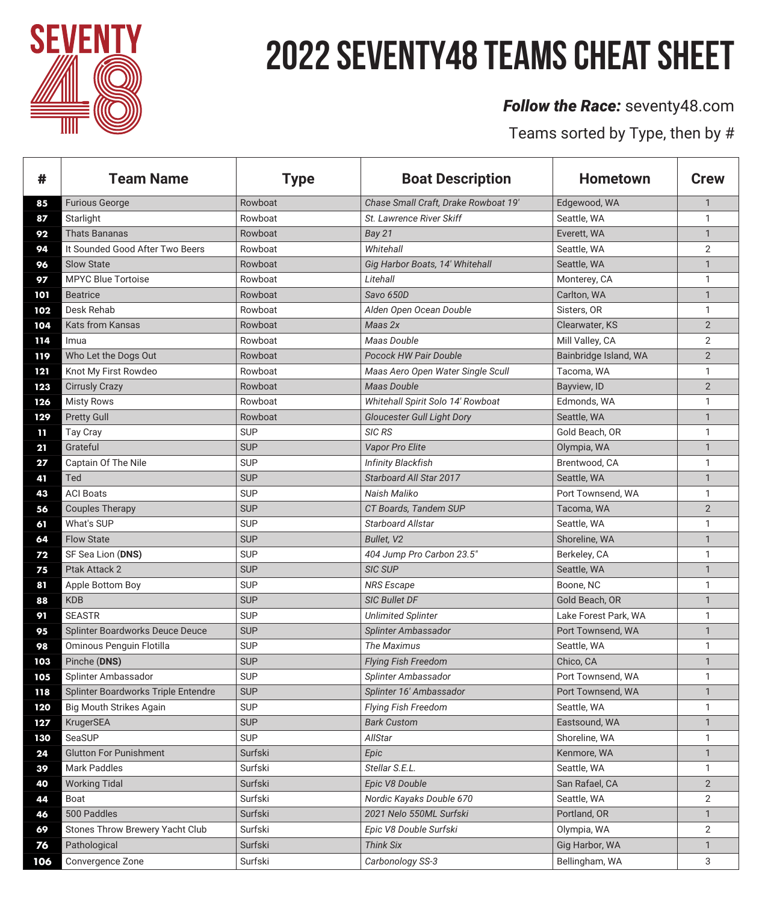# 2022 SEVENTY48 TEAMS CHEAT SHEET

***Follow the Race:*** seventy48.com

Teams sorted by Type, then by #

| # | Team Name | Type | Boat Description | Hometown | Crew |
|---|---|---|---|---|---|
| 85 | Furious George | Rowboat | *Chase Small Craft, Drake Rowboat 19'* | Edgewood, WA | 1 |
| 87 | Starlight | Rowboat | *St. Lawrence River Skiff* | Seattle, WA | 1 |
| 92 | Thats Bananas | Rowboat | *Bay 21* | Everett, WA | 1 |
| 94 | It Sounded Good After Two Beers | Rowboat | *Whitehall* | Seattle, WA | 2 |
| 96 | Slow State | Rowboat | *Gig Harbor Boats, 14' Whitehall* | Seattle, WA | 1 |
| 97 | MPYC Blue Tortoise | Rowboat | *Litehall* | Monterey, CA | 1 |
| 101 | Beatrice | Rowboat | *Savo 650D* | Carlton, WA | 1 |
| 102 | Desk Rehab | Rowboat | *Alden Open Ocean Double* | Sisters, OR | 1 |
| 104 | Kats from Kansas | Rowboat | *Maas 2x* | Clearwater, KS | 2 |
| 114 | Imua | Rowboat | *Maas Double* | Mill Valley, CA | 2 |
| 119 | Who Let the Dogs Out | Rowboat | *Pocock HW Pair Double* | Bainbridge Island, WA | 2 |
| 121 | Knot My First Rowdeo | Rowboat | *Maas Aero Open Water Single Scull* | Tacoma, WA | 1 |
| 123 | Cirrusly Crazy | Rowboat | *Maas Double* | Bayview, ID | 2 |
| 126 | Misty Rows | Rowboat | *Whitehall Spirit Solo 14' Rowboat* | Edmonds, WA | 1 |
| 129 | Pretty Gull | Rowboat | *Gloucester Gull Light Dory* | Seattle, WA | 1 |
| 11 | Tay Cray | SUP | *SIC RS* | Gold Beach, OR | 1 |
| 21 | Grateful | SUP | *Vapor Pro Elite* | Olympia, WA | 1 |
| 27 | Captain Of The Nile | SUP | *Infinity Blackfish* | Brentwood, CA | 1 |
| 41 | Ted | SUP | *Starboard All Star 2017* | Seattle, WA | 1 |
| 43 | ACI Boats | SUP | *Naish Maliko* | Port Townsend, WA | 1 |
| 56 | Couples Therapy | SUP | *CT Boards, Tandem SUP* | Tacoma, WA | 2 |
| 61 | What's SUP | SUP | *Starboard Allstar* | Seattle, WA | 1 |
| 64 | Flow State | SUP | *Bullet, V2* | Shoreline, WA | 1 |
| 72 | SF Sea Lion (**DNS**) | SUP | *404 Jump Pro Carbon 23.5"* | Berkeley, CA | 1 |
| 75 | Ptak Attack 2 | SUP | *SIC SUP* | Seattle, WA | 1 |
| 81 | Apple Bottom Boy | SUP | *NRS Escape* | Boone, NC | 1 |
| 88 | KDB | SUP | *SIC Bullet DF* | Gold Beach, OR | 1 |
| 91 | SEASTR | SUP | *Unlimited Splinter* | Lake Forest Park, WA | 1 |
| 95 | Splinter Boardworks Deuce Deuce | SUP | *Splinter Ambassador* | Port Townsend, WA | 1 |
| 98 | Ominous Penguin Flotilla | SUP | *The Maximus* | Seattle, WA | 1 |
| 103 | Pinche (**DNS**) | SUP | *Flying Fish Freedom* | Chico, CA | 1 |
| 105 | Splinter Ambassador | SUP | *Splinter Ambassador* | Port Townsend, WA | 1 |
| 118 | Splinter Boardworks Triple Entendre | SUP | *Splinter 16' Ambassador* | Port Townsend, WA | 1 |
| 120 | Big Mouth Strikes Again | SUP | *Flying Fish Freedom* | Seattle, WA | 1 |
| 127 | KrugerSEA | SUP | *Bark Custom* | Eastsound, WA | 1 |
| 130 | SeaSUP | SUP | *AllStar* | Shoreline, WA | 1 |
| 24 | Glutton For Punishment | Surfski | *Epic* | Kenmore, WA | 1 |
| 39 | Mark Paddles | Surfski | *Stellar S.E.L.* | Seattle, WA | 1 |
| 40 | Working Tidal | Surfski | *Epic V8 Double* | San Rafael, CA | 2 |
| 44 | Boat | Surfski | *Nordic Kayaks Double 670* | Seattle, WA | 2 |
| 46 | 500 Paddles | Surfski | *2021 Nelo 550ML Surfski* | Portland, OR | 1 |
| 69 | Stones Throw Brewery Yacht Club | Surfski | *Epic V8 Double Surfski* | Olympia, WA | 2 |
| 76 | Pathological | Surfski | *Think Six* | Gig Harbor, WA | 1 |
| 106 | Convergence Zone | Surfski | *Carbonology SS-3* | Bellingham, WA | 3 |